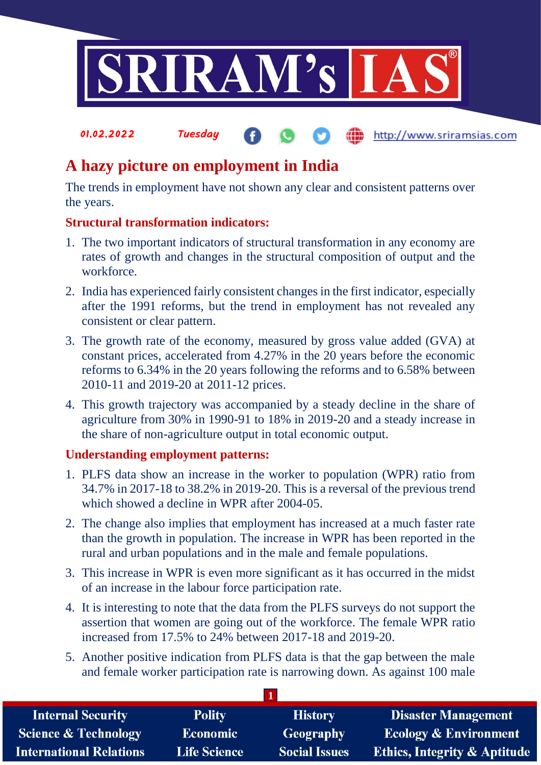01.02.2022 Tuesday http://www.sriramsias.com

# A hazy picture on employment in India

The trends in employment have not shown any clear and consistent patterns over the years.

### Structural transformation indicators:

1. The two important indicators of structural transformation in any economy are rates of growth and changes in the structural composition of output and the workforce.
2. India has experienced fairly consistent changes in the first indicator, especially after the 1991 reforms, but the trend in employment has not revealed any consistent or clear pattern.
3. The growth rate of the economy, measured by gross value added (GVA) at constant prices, accelerated from 4.27% in the 20 years before the economic reforms to 6.34% in the 20 years following the reforms and to 6.58% between 2010-11 and 2019-20 at 2011-12 prices.
4. This growth trajectory was accompanied by a steady decline in the share of agriculture from 30% in 1990-91 to 18% in 2019-20 and a steady increase in the share of non-agriculture output in total economic output.

### Understanding employment patterns:

1. PLFS data show an increase in the worker to population (WPR) ratio from 34.7% in 2017-18 to 38.2% in 2019-20. This is a reversal of the previous trend which showed a decline in WPR after 2004-05.
2. The change also implies that employment has increased at a much faster rate than the growth in population. The increase in WPR has been reported in the rural and urban populations and in the male and female populations.
3. This increase in WPR is even more significant as it has occurred in the midst of an increase in the labour force participation rate.
4. It is interesting to note that the data from the PLFS surveys do not support the assertion that women are going out of the workforce. The female WPR ratio increased from 17.5% to 24% between 2017-18 and 2019-20.
5. Another positive indication from PLFS data is that the gap between the male and female worker participation rate is narrowing down. As against 100 male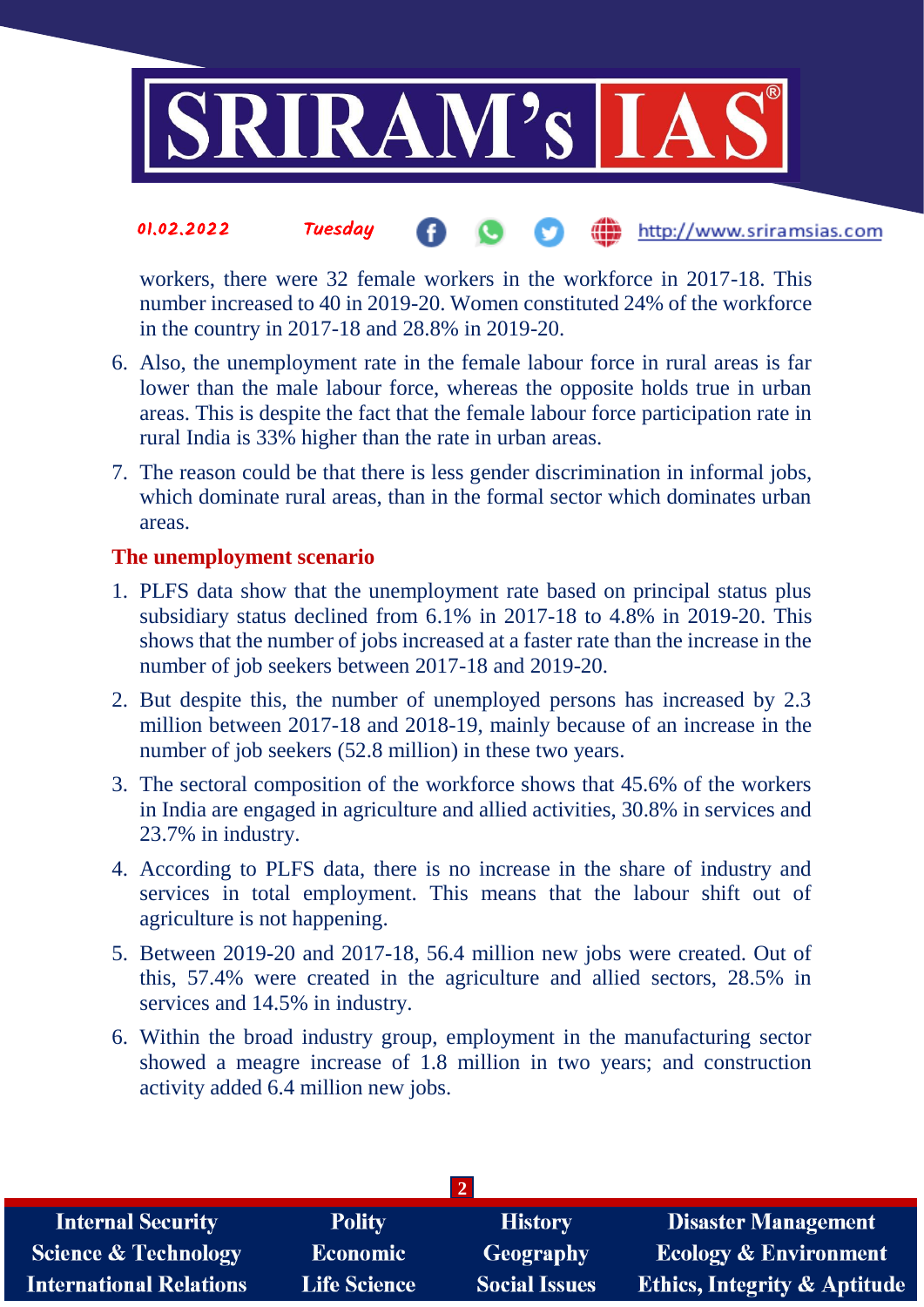workers, there were 32 female workers in the workforce in 2017-18. This number increased to 40 in 2019-20. Women constituted 24% of the workforce in the country in 2017-18 and 28.8% in 2019-20.

6. Also, the unemployment rate in the female labour force in rural areas is far lower than the male labour force, whereas the opposite holds true in urban areas. This is despite the fact that the female labour force participation rate in rural India is 33% higher than the rate in urban areas.
7. The reason could be that there is less gender discrimination in informal jobs, which dominate rural areas, than in the formal sector which dominates urban areas.

### The unemployment scenario

1. PLFS data show that the unemployment rate based on principal status plus subsidiary status declined from 6.1% in 2017-18 to 4.8% in 2019-20. This shows that the number of jobs increased at a faster rate than the increase in the number of job seekers between 2017-18 and 2019-20.
2. But despite this, the number of unemployed persons has increased by 2.3 million between 2017-18 and 2018-19, mainly because of an increase in the number of job seekers (52.8 million) in these two years.
3. The sectoral composition of the workforce shows that 45.6% of the workers in India are engaged in agriculture and allied activities, 30.8% in services and 23.7% in industry.
4. According to PLFS data, there is no increase in the share of industry and services in total employment. This means that the labour shift out of agriculture is not happening.
5. Between 2019-20 and 2017-18, 56.4 million new jobs were created. Out of this, 57.4% were created in the agriculture and allied sectors, 28.5% in services and 14.5% in industry.
6. Within the broad industry group, employment in the manufacturing sector showed a meagre increase of 1.8 million in two years; and construction activity added 6.4 million new jobs.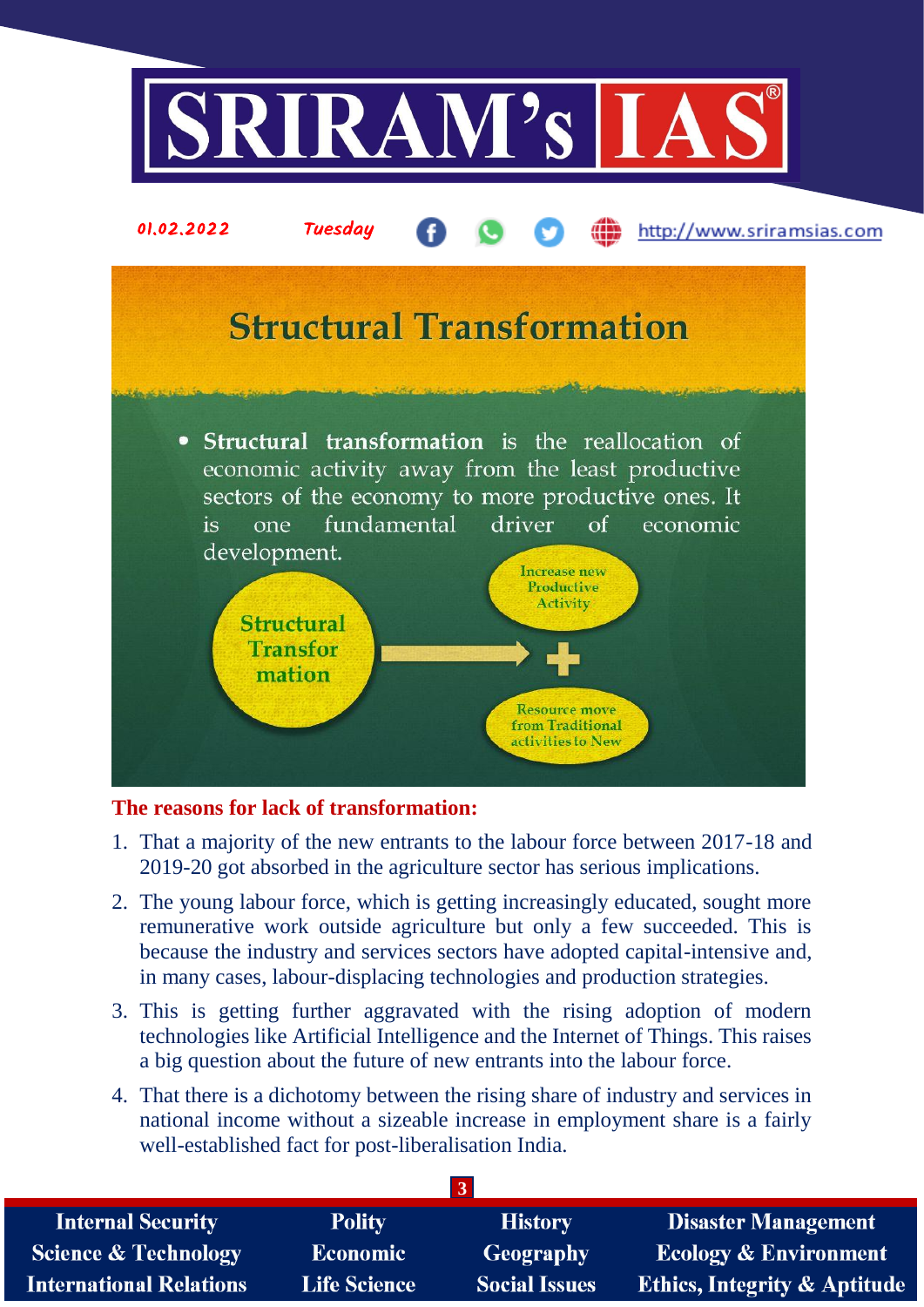## Structural Transformation

- **Structural transformation** is the reallocation of economic activity away from the least productive sectors of the economy to more productive ones. It is one fundamental driver of economic development.

Structural Transformation → Increase new Productive Activity + Resource move from Traditional activities to New

**The reasons for lack of transformation:**

1. That a majority of the new entrants to the labour force between 2017-18 and 2019-20 got absorbed in the agriculture sector has serious implications.
2. The young labour force, which is getting increasingly educated, sought more remunerative work outside agriculture but only a few succeeded. This is because the industry and services sectors have adopted capital-intensive and, in many cases, labour-displacing technologies and production strategies.
3. This is getting further aggravated with the rising adoption of modern technologies like Artificial Intelligence and the Internet of Things. This raises a big question about the future of new entrants into the labour force.
4. That there is a dichotomy between the rising share of industry and services in national income without a sizeable increase in employment share is a fairly well-established fact for post-liberalisation India.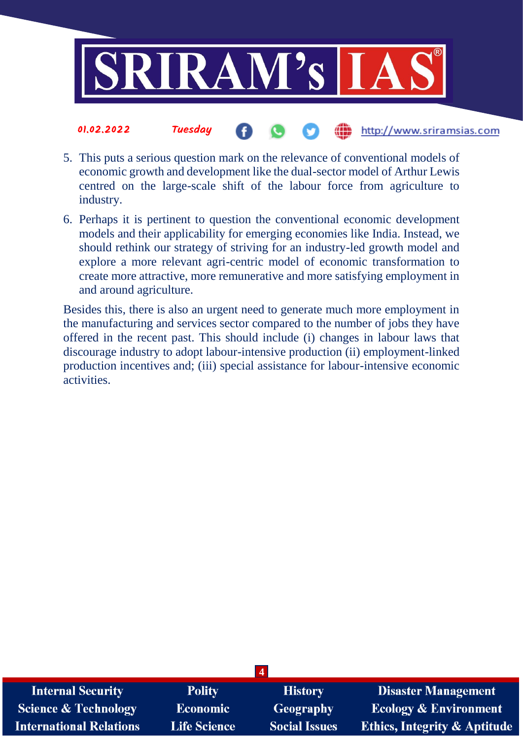5. This puts a serious question mark on the relevance of conventional models of economic growth and development like the dual-sector model of Arthur Lewis centred on the large-scale shift of the labour force from agriculture to industry.
6. Perhaps it is pertinent to question the conventional economic development models and their applicability for emerging economies like India. Instead, we should rethink our strategy of striving for an industry-led growth model and explore a more relevant agri-centric model of economic transformation to create more attractive, more remunerative and more satisfying employment in and around agriculture.

Besides this, there is also an urgent need to generate much more employment in the manufacturing and services sector compared to the number of jobs they have offered in the recent past. This should include (i) changes in labour laws that discourage industry to adopt labour-intensive production (ii) employment-linked production incentives and; (iii) special assistance for labour-intensive economic activities.